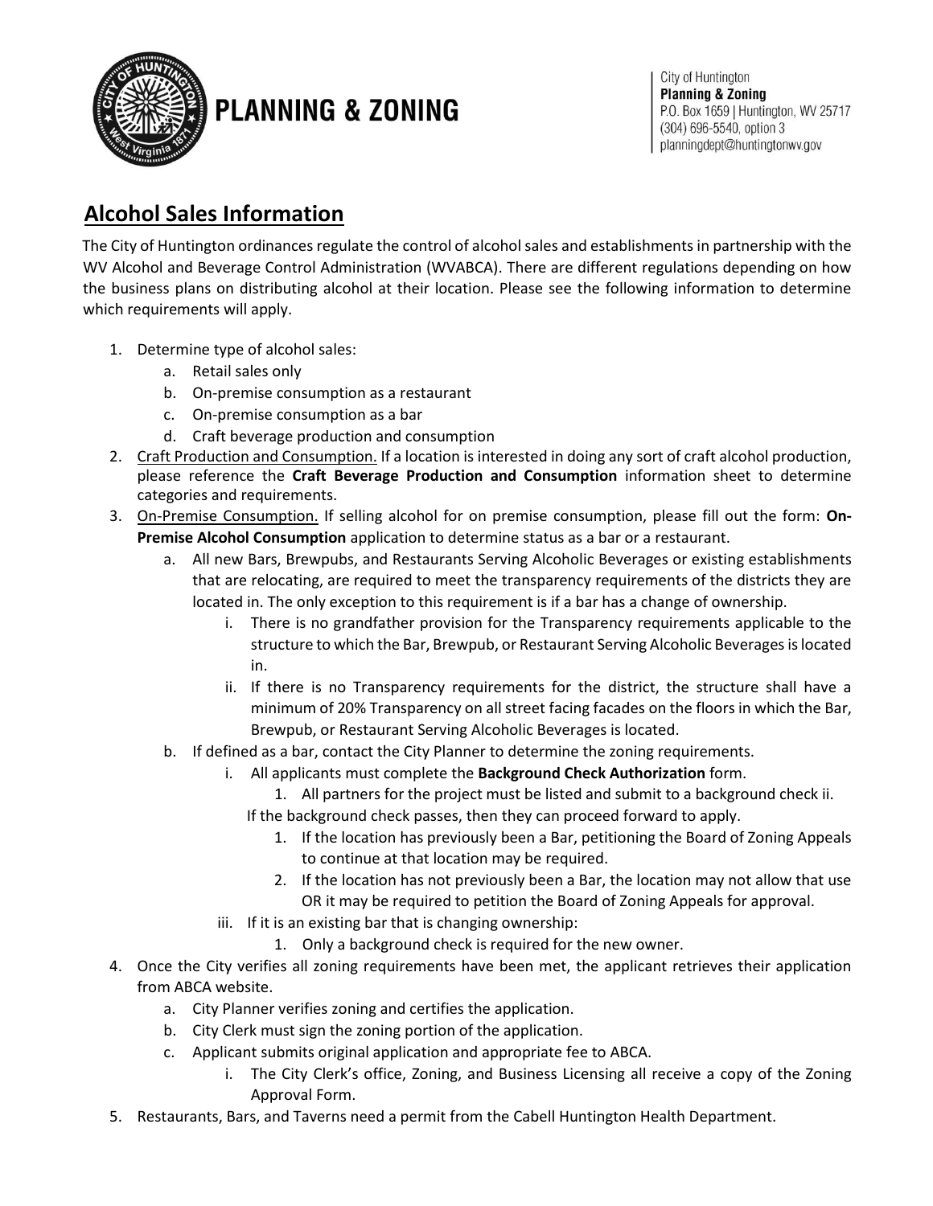PLANNING & ZONING

City of Huntington
**Planning & Zoning**
P.O. Box 1659 | Huntington, WV 25717
(304) 696-5540, option 3
planningdept@huntingtonwv.gov

## Alcohol Sales Information

The City of Huntington ordinances regulate the control of alcohol sales and establishments in partnership with the WV Alcohol and Beverage Control Administration (WVABCA). There are different regulations depending on how the business plans on distributing alcohol at their location. Please see the following information to determine which requirements will apply.

1. Determine type of alcohol sales:
   a. Retail sales only
   b. On-premise consumption as a restaurant
   c. On-premise consumption as a bar
   d. Craft beverage production and consumption
2. Craft Production and Consumption. If a location is interested in doing any sort of craft alcohol production, please reference the **Craft Beverage Production and Consumption** information sheet to determine categories and requirements.
3. On-Premise Consumption. If selling alcohol for on premise consumption, please fill out the form: **On-Premise Alcohol Consumption** application to determine status as a bar or a restaurant.
   a. All new Bars, Brewpubs, and Restaurants Serving Alcoholic Beverages or existing establishments that are relocating, are required to meet the transparency requirements of the districts they are located in. The only exception to this requirement is if a bar has a change of ownership.
      i. There is no grandfather provision for the Transparency requirements applicable to the structure to which the Bar, Brewpub, or Restaurant Serving Alcoholic Beverages is located in.
      ii. If there is no Transparency requirements for the district, the structure shall have a minimum of 20% Transparency on all street facing facades on the floors in which the Bar, Brewpub, or Restaurant Serving Alcoholic Beverages is located.
   b. If defined as a bar, contact the City Planner to determine the zoning requirements.
      i. All applicants must complete the **Background Check Authorization** form.
         1. All partners for the project must be listed and submit to a background check ii.
      If the background check passes, then they can proceed forward to apply.
         1. If the location has previously been a Bar, petitioning the Board of Zoning Appeals to continue at that location may be required.
         2. If the location has not previously been a Bar, the location may not allow that use OR it may be required to petition the Board of Zoning Appeals for approval.
      iii. If it is an existing bar that is changing ownership:
         1. Only a background check is required for the new owner.
4. Once the City verifies all zoning requirements have been met, the applicant retrieves their application from ABCA website.
   a. City Planner verifies zoning and certifies the application.
   b. City Clerk must sign the zoning portion of the application.
   c. Applicant submits original application and appropriate fee to ABCA.
      i. The City Clerk's office, Zoning, and Business Licensing all receive a copy of the Zoning Approval Form.
5. Restaurants, Bars, and Taverns need a permit from the Cabell Huntington Health Department.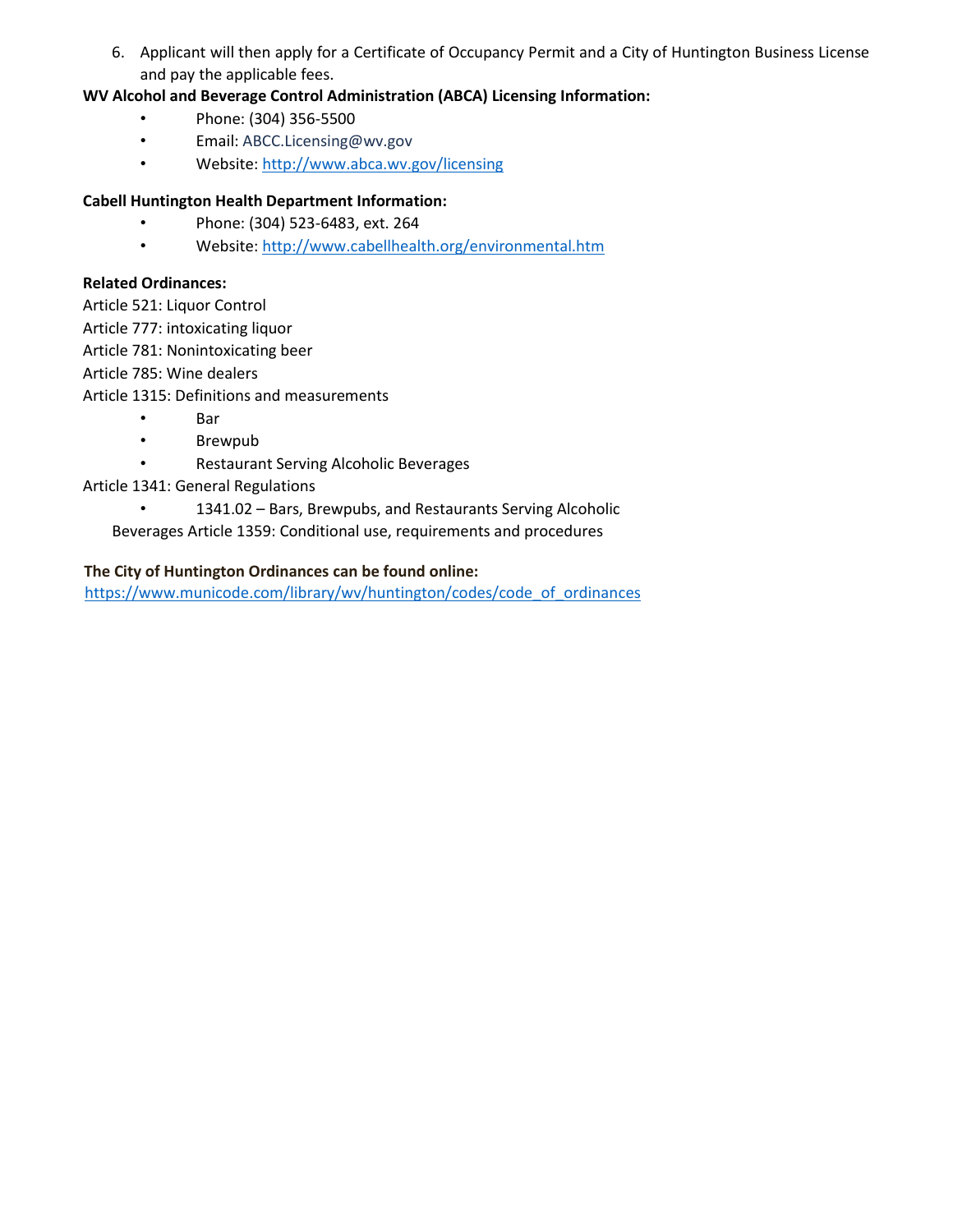6. Applicant will then apply for a Certificate of Occupancy Permit and a City of Huntington Business License and pay the applicable fees.

**WV Alcohol and Beverage Control Administration (ABCA) Licensing Information:**

- Phone: (304) 356-5500
- Email: ABCC.Licensing@wv.gov
- Website: http://www.abca.wv.gov/licensing

**Cabell Huntington Health Department Information:**

- Phone: (304) 523-6483, ext. 264
- Website: http://www.cabellhealth.org/environmental.htm

**Related Ordinances:**

Article 521: Liquor Control
Article 777: intoxicating liquor
Article 781: Nonintoxicating beer
Article 785: Wine dealers
Article 1315: Definitions and measurements

- Bar
- Brewpub
- Restaurant Serving Alcoholic Beverages

Article 1341: General Regulations

- 1341.02 – Bars, Brewpubs, and Restaurants Serving Alcoholic Beverages

Article 1359: Conditional use, requirements and procedures

**The City of Huntington Ordinances can be found online:**
https://www.municode.com/library/wv/huntington/codes/code_of_ordinances